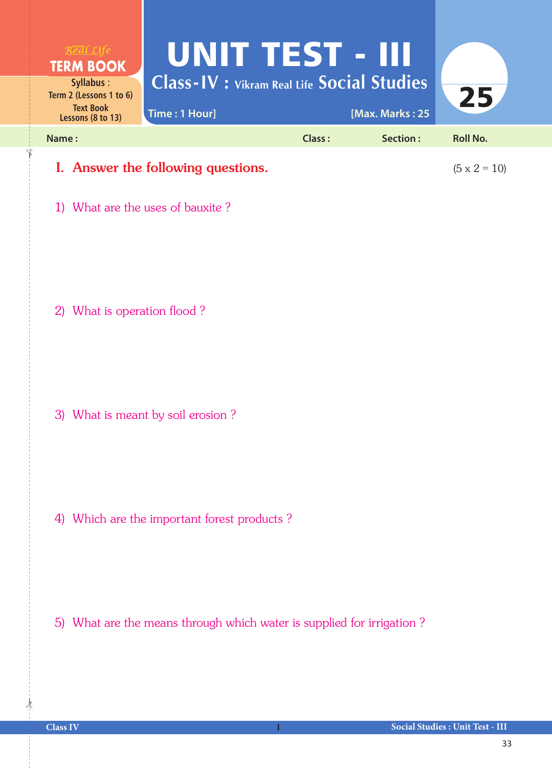Real Life **TERM BOOK**

Syllabus : Term 2 (Lessons 1 to 6) Text Book Lessons (8 to 13)

# UNIT TEST - III

## Class-IV : Vikram Real Life Social Studies

Time : 1 Hour] [Max. Marks : 25

25

Name : Class : Section : Roll No.

## I. Answer the following questions. (5 x 2 = 10)

1) What are the uses of bauxite ?

2) What is operation flood ?

3) What is meant by soil erosion ?

4) Which are the important forest products ?

5) What are the means through which water is supplied for irrigation ?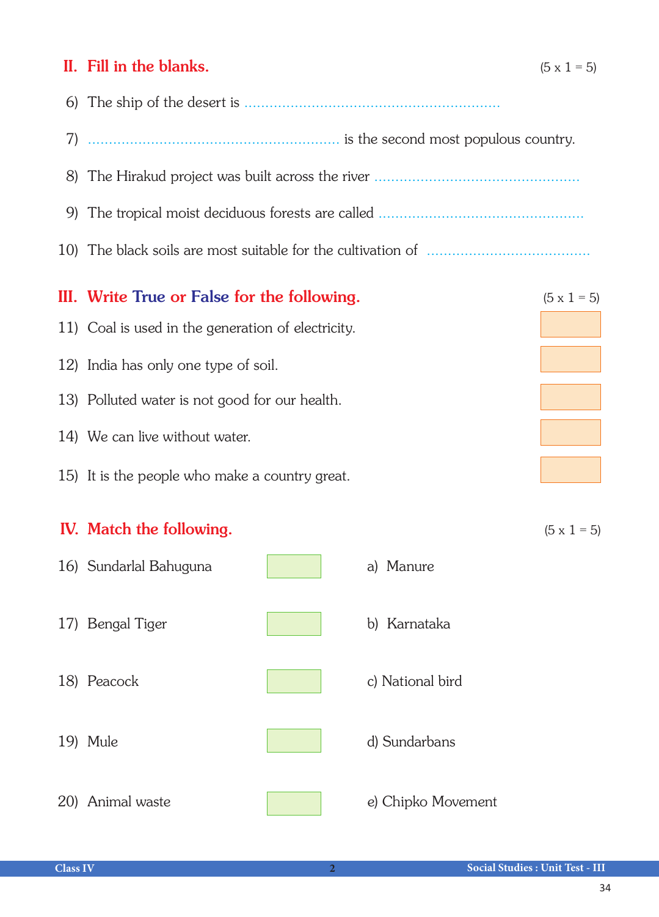## II. Fill in the blanks. (5 x 1 = 5)

6) The ship of the desert is ..........................................................

7) .......................................................... is the second most populous country.

8) The Hirakud project was built across the river ................................................

9) The tropical moist deciduous forests are called ................................................

10) The black soils are most suitable for the cultivation of ......................................

## III. Write True or False for the following. (5 x 1 = 5)

11) Coal is used in the generation of electricity.

12) India has only one type of soil.

13) Polluted water is not good for our health.

14) We can live without water.

15) It is the people who make a country great.

## IV. Match the following. (5 x 1 = 5)

| | | |
|---|---|---|
| 16) Sundarlal Bahuguna | | a) Manure |
| 17) Bengal Tiger | | b) Karnataka |
| 18) Peacock | | c) National bird |
| 19) Mule | | d) Sundarbans |
| 20) Animal waste | | e) Chipko Movement |